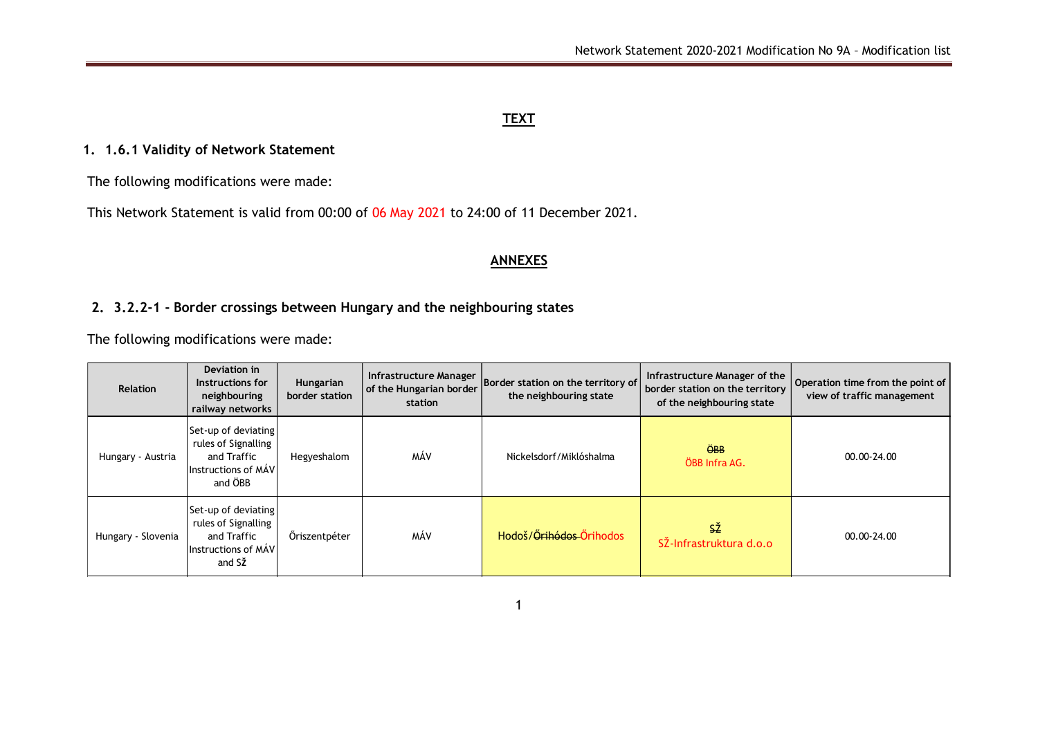## TEXT

### 1. 1.6.1 Validity of Network Statement

The following modifications were made:

This Network Statement is valid from 00:00 of 06 May 2021 to 24:00 of 11 December 2021.

## ANNEXES

### 2. 3.2.2-1 - Border crossings between Hungary and the neighbouring states

The following modifications were made:

| Relation | Deviation in Instructions for neighbouring railway networks | Hungarian border station | Infrastructure Manager of the Hungarian border station | Border station on the territory of the neighbouring state | Infrastructure Manager of the border station on the territory of the neighbouring state | Operation time from the point of view of traffic management |
|---|---|---|---|---|---|---|
| Hungary - Austria | Set-up of deviating rules of Signalling and Traffic Instructions of MÁV and ÖBB | Hegyeshalom | MÁV | Nickelsdorf/Miklóshalma | ~~ÖBB~~ ÖBB Infra AG. | 00.00-24.00 |
| Hungary - Slovenia | Set-up of deviating rules of Signalling and Traffic Instructions of MÁV and SŽ | Őriszentpéter | MÁV | Hodoš/~~Őrihódos~~ Őrihodos | ~~SŽ~~ SŽ-Infrastruktura d.o.o | 00.00-24.00 |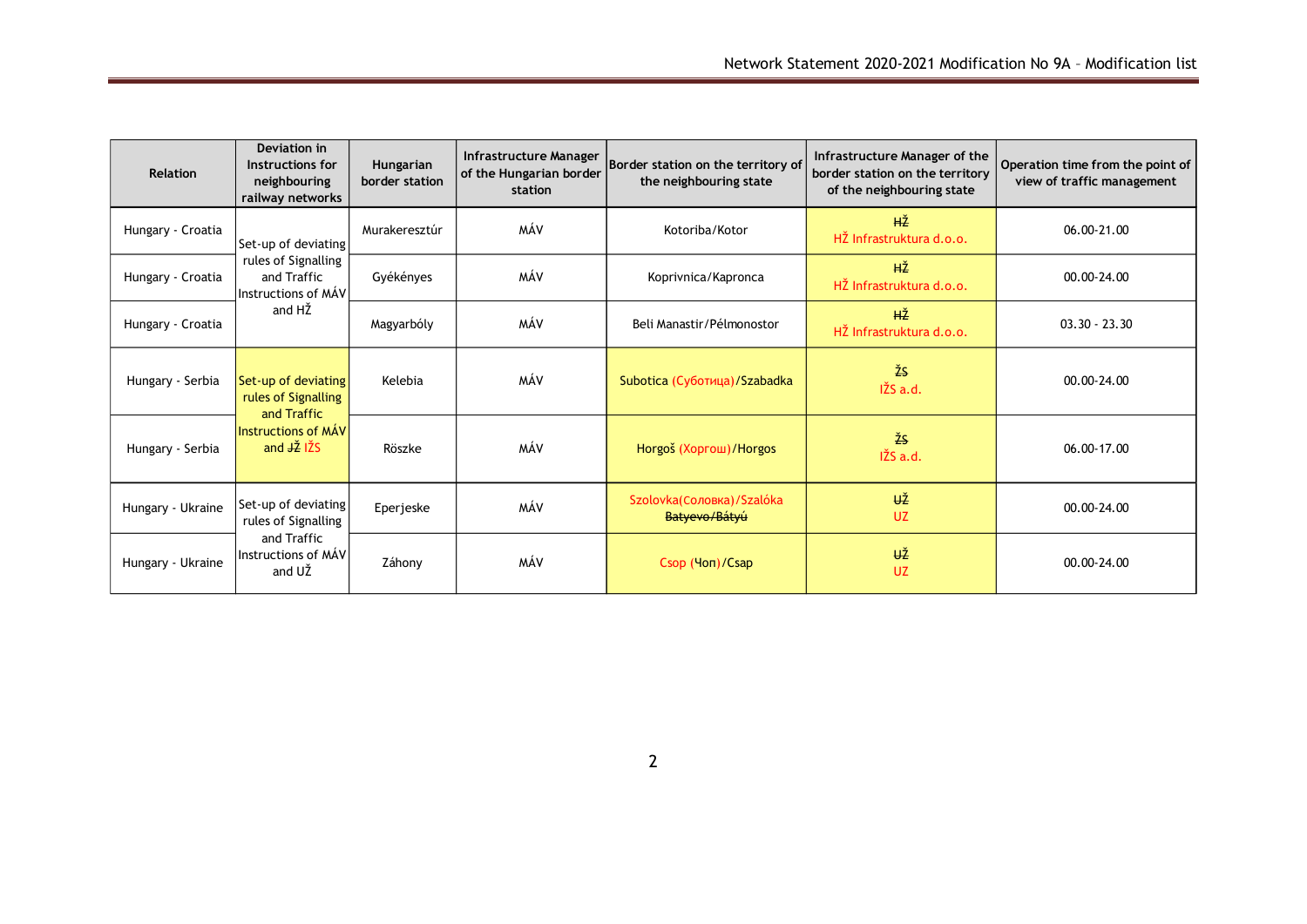| Relation | Deviation in Instructions for neighbouring railway networks | Hungarian border station | Infrastructure Manager of the Hungarian border station | Border station on the territory of the neighbouring state | Infrastructure Manager of the border station on the territory of the neighbouring state | Operation time from the point of view of traffic management |
|---|---|---|---|---|---|---|
| Hungary - Croatia | Set-up of deviating rules of Signalling and Traffic Instructions of MÁV and HŽ | Murakeresztúr | MÁV | Kotoriba/Kotor | ~~HŽ~~ HŽ Infrastruktura d.o.o. | 06.00-21.00 |
| Hungary - Croatia | | Gyékényes | MÁV | Koprivnica/Kapronca | ~~HŽ~~ HŽ Infrastruktura d.o.o. | 00.00-24.00 |
| Hungary - Croatia | | Magyarbóly | MÁV | Beli Manastir/Pélmonostor | ~~HŽ~~ HŽ Infrastruktura d.o.o. | 03.30 - 23.30 |
| Hungary - Serbia | Set-up of deviating rules of Signalling and Traffic Instructions of MÁV and ~~JŽ~~ IŽS | Kelebia | MÁV | Subotica (Суботица)/Szabadka | ~~ŽS~~ IŽS a.d. | 00.00-24.00 |
| Hungary - Serbia | | Röszke | MÁV | Horgoš (Хоргош)/Horgos | ~~ŽS~~ IŽS a.d. | 06.00-17.00 |
| Hungary - Ukraine | Set-up of deviating rules of Signalling and Traffic Instructions of MÁV and UŽ | Eperjeske | MÁV | Szolovka(Соловка)/Szalóka ~~Batyevo/Bátyú~~ | ~~UŽ~~ UZ | 00.00-24.00 |
| Hungary - Ukraine | | Záhony | MÁV | Csop (Чоп)/Csap | ~~UŽ~~ UZ | 00.00-24.00 |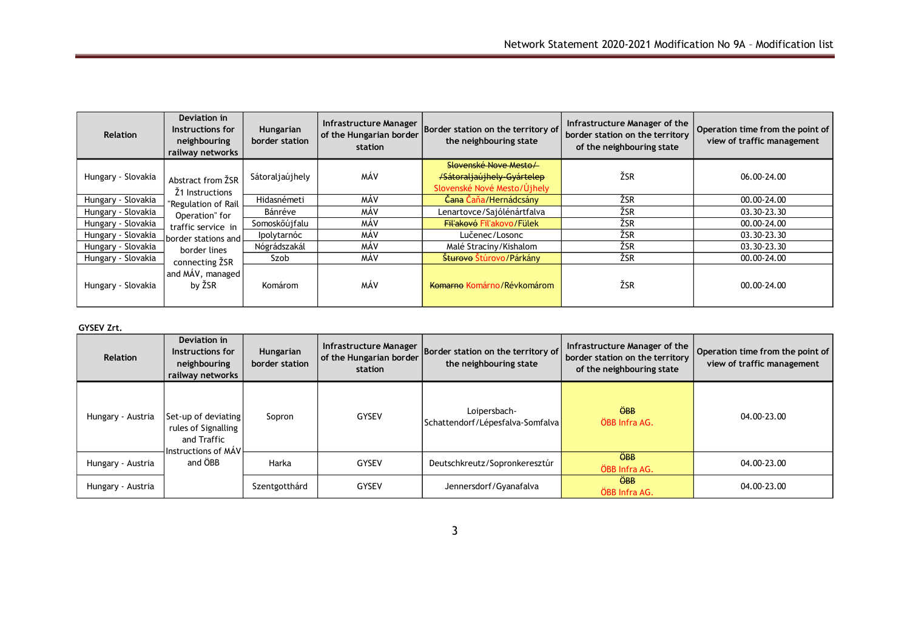| Relation | Deviation in Instructions for neighbouring railway networks | Hungarian border station | Infrastructure Manager of the Hungarian border station | Border station on the territory of the neighbouring state | Infrastructure Manager of the border station on the territory of the neighbouring state | Operation time from the point of view of traffic management |
|---|---|---|---|---|---|---|
| Hungary - Slovakia | Abstract from ŽSR Ž1 Instructions "Regulation of Rail Operation" for traffic service in border stations and border lines connecting ŽSR and MÁV, managed by ŽSR | Sátoraljaújhely | MÁV | ~~Slovenské Nove Mesto/ /Sátoraljaújhely-Gyártelep~~ Slovenské Nové Mesto/Újhely | ŽSR | 06.00-24.00 |
| Hungary - Slovakia | | Hidasnémeti | MÁV | ~~Čana~~ Čaňa/Hernádcsány | ŽSR | 00.00-24.00 |
| Hungary - Slovakia | | Bánréve | MÁV | Lenartovce/Sajólénártfalva | ŽSR | 03.30-23.30 |
| Hungary - Slovakia | | Somoskőújfalu | MÁV | ~~Fiľakovó~~ Fiľakovo/Fülek | ŽSR | 00.00-24.00 |
| Hungary - Slovakia | | Ipolytarnóc | MÁV | Lučenec/Losonc | ŽSR | 03.30-23.30 |
| Hungary - Slovakia | | Nógrádszakál | MÁV | Malé Straciny/Kishalom | ŽSR | 03.30-23.30 |
| Hungary - Slovakia | | Szob | MÁV | ~~Šturovo~~ Štúrovo/Párkány | ŽSR | 00.00-24.00 |
| Hungary - Slovakia | | Komárom | MÁV | ~~Komarno~~ Komárno/Révkomárom | ŽSR | 00.00-24.00 |

**GYSEV Zrt.**

| Relation | Deviation in Instructions for neighbouring railway networks | Hungarian border station | Infrastructure Manager of the Hungarian border station | Border station on the territory of the neighbouring state | Infrastructure Manager of the border station on the territory of the neighbouring state | Operation time from the point of view of traffic management |
|---|---|---|---|---|---|---|
| Hungary - Austria | Set-up of deviating rules of Signalling and Traffic Instructions of MÁV and ÖBB | Sopron | GYSEV | Loipersbach-Schattendorf/Lépesfalva-Somfalva | ~~ÖBB~~ ÖBB Infra AG. | 04.00-23.00 |
| Hungary - Austria | | Harka | GYSEV | Deutschkreutz/Sopronkeresztúr | ~~ÖBB~~ ÖBB Infra AG. | 04.00-23.00 |
| Hungary - Austria | | Szentgotthárd | GYSEV | Jennersdorf/Gyanafalva | ~~ÖBB~~ ÖBB Infra AG. | 04.00-23.00 |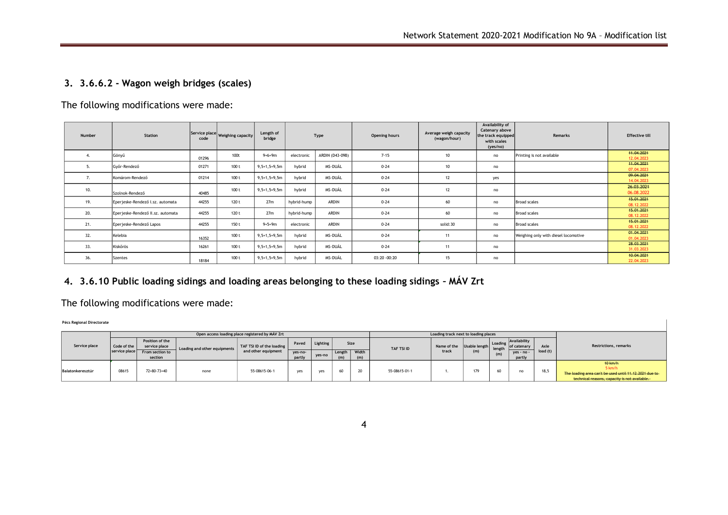## 3. 3.6.6.2 - Wagon weigh bridges (scales)

The following modifications were made:

| Number | Station | Service place code | Weighing capacity | Length of bridge | Type | | Opening hours | Average weigh capacity (wagon/hour) | Availability of Catenary above the track equipped with scales (yes/no) | Remarks | Effective till |
|---|---|---|---|---|---|---|---|---|---|---|---|
| 4. | Gönyű | 01296 | 100t | 9+6+9m | electronic | ARDIN (D43-09B) | 7-15 | 10 | no | Printing is not available | ~~11.04.2021~~ 12.04.2023 |
| 5. | Győr-Rendező | 01271 | 100 t | 9,5+1,5+9,5m | hybrid | MS-DUÁL | 0-24 | 10 | no | | ~~11.04.2021~~ 07.04.2023 |
| 7. | Komárom-Rendező | 01214 | 100 t | 9,5+1,5+9,5m | hybrid | MS-DUÁL | 0-24 | 12 | yes | | ~~09.04.2021~~ 14.04.2023 |
| 10. | Szolnok-Rendező | 40485 | 100 t | 9,5+1,5+9,5m | hybrid | MS-DUÁL | 0-24 | 12 | no | | ~~26.03.2021~~ 06.08.2022 |
| 19. | Eperjeske-Rendező I.sz. automata | 44255 | 120 t | 27m | hybrid-hump | ARDIN | 0-24 | 60 | no | Broad scales | ~~15.01.2021~~ 08.12.2022 |
| 20. | Eperjeske-Rendező II.sz. automata | 44255 | 120 t | 27m | hybrid-hump | ARDIN | 0-24 | 60 | no | Broad scales | ~~15.01.2021~~ 08.12.2022 |
| 21. | Eperjeske-Rendező Lapos | 44255 | 150 t | 9+5+9m | electronic | ARDIN | 0-24 | solid:30 | no | Broad scales | ~~15.01.2021~~ 08.12.2022 |
| 32. | Kelebia | 16352 | 100 t | 9,5+1,5+9,5m | hybrid | MS-DUÁL | 0-24 | 11 | no | Weighing only with diesel locomotive | ~~01.04.2021~~ 01.04.2023 |
| 33. | Kiskőrös | 16261 | 100 t | 9,5+1,5+9,5m | hybrid | MS-DUÁL | 0-24 | 11 | no | | ~~28.03.2021~~ 31.03.2023 |
| 36. | Szentes | 18184 | 100 t | 9,5+1,5+9,5m | hybrid | MS-DUÁL | 03:20 -00:20 | 15 | no | | ~~10.04.2021~~ 22.04.2023 |

## 4. 3.6.10 Public loading sidings and loading areas belonging to these loading sidings – MÁV Zrt

The following modifications were made:

**Pécs Regional Directorate**

| Service place | Open access loading place registered by MÁV Zrt | | | | | | | | Loading track next to loading places | | | | | | Restrictions, remarks |
|---|---|---|---|---|---|---|---|---|---|---|---|---|---|---|---|
| | Code of the service place | Position of the service place | Loading and other equipments | TAF TSI ID of the loading and other equipment | Paved | Lighting | Size | | TAF TSI ID | Name of the track | Usable length (m) | Loading length (m) | Availability of catenary | Axle load (t) | |
| | | From section to section | | | yes-no-partly | yes-no | Length (m) | Width (m) | | | | | yes - no - partly | | |
| Balatonkeresztúr | 08615 | 72+80-73+40 | none | 55-08615-06-1 | yes | yes | 60 | 20 | 55-08615-01-1 | 1. | 179 | 60 | no | 18,5 | ~~10 km/h~~ 5 km/h ~~The loading area can't be used until 11.12.2021 due to technical reasons, capacity is not available.~~ |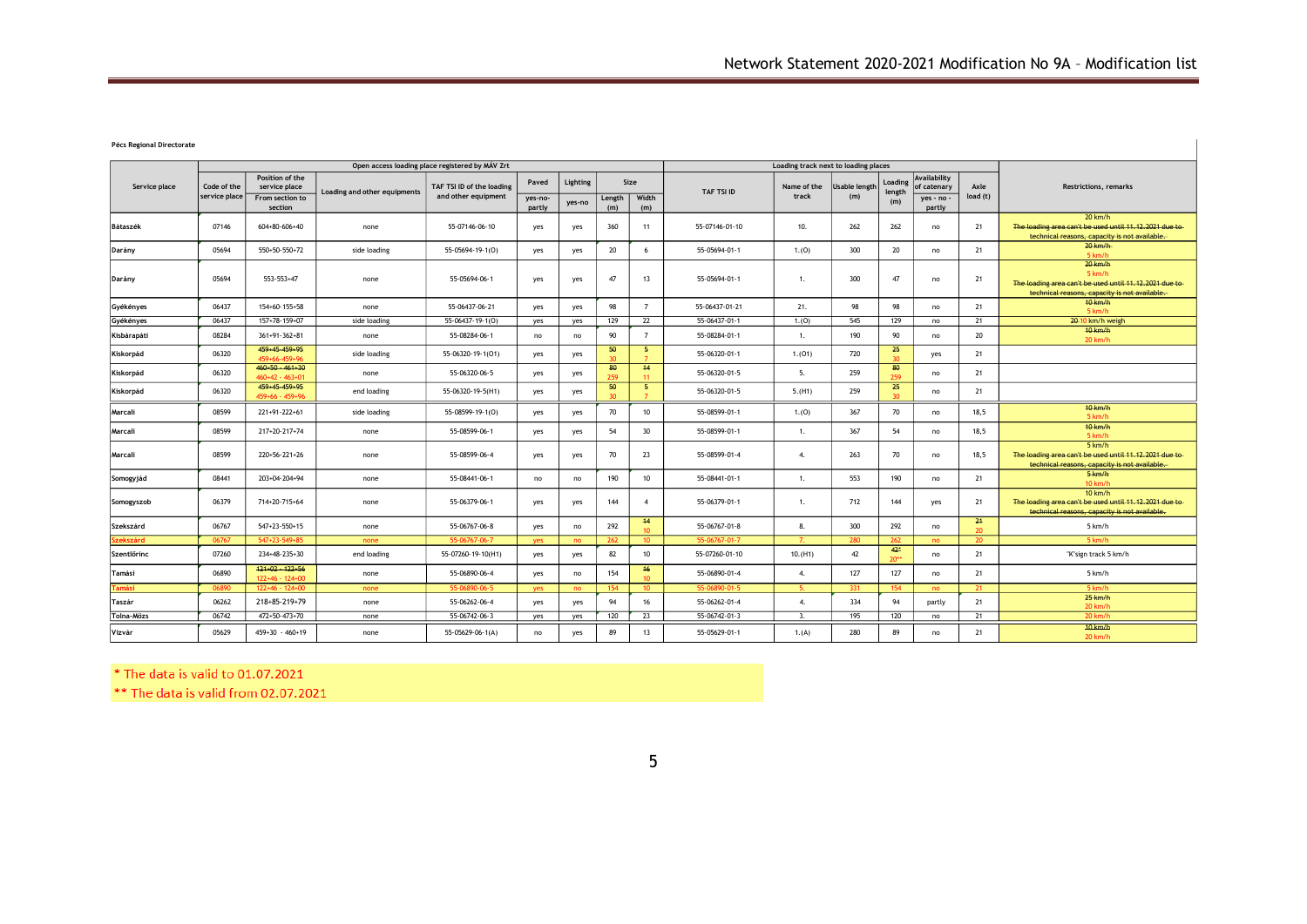**Pécs Regional Directorate**

| Service place | Code of the service place | Position of the service place / From section to section | Loading and other equipments | TAF TSI ID of the loading and other equipment | Paved (yes-no-partly) | Lighting (yes-no) | Size Length (m) | Size Width (m) | TAF TSI ID | Name of the track | Usable length (m) | Loading length (m) | Availability of catenary (yes - no - partly) | Axle load (t) | Restrictions, remarks |
|---|---|---|---|---|---|---|---|---|---|---|---|---|---|---|---|
| | Open access loading place registered by MÁV Zrt | | | | | | | | Loading track next to loading places | | | | | | |
| Bátaszék | 07146 | 604+80-606+40 | none | 55-07146-06-10 | yes | yes | 360 | 11 | 55-07146-01-10 | 10. | 262 | 262 | no | 21 | 20 km/h ~~The loading area can't be used until 11.12.2021 due to technical reasons, capacity is not available.~~ |
| Darány | 05694 | 550+50-550+72 | side loading | 55-05694-19-1(O) | yes | yes | 20 | 6 | 55-05694-01-1 | 1.(O) | 300 | 20 | no | 21 | ~~20 km/h~~ 5 km/h |
| Darány | 05694 | 553-553+47 | none | 55-05694-06-1 | yes | yes | 47 | 13 | 55-05694-01-1 | 1. | 300 | 47 | no | 21 | ~~20 km/h~~ 5 km/h ~~The loading area can't be used until 11.12.2021 due to technical reasons, capacity is not available.~~ |
| Gyékényes | 06437 | 154+60-155+58 | none | 55-06437-06-21 | yes | yes | 98 | 7 | 55-06437-01-21 | 21. | 98 | 98 | no | 21 | ~~10 km/h~~ 5 km/h |
| Gyékényes | 06437 | 157+78-159+07 | side loading | 55-06437-19-1(O) | yes | yes | 129 | 22 | 55-06437-01-1 | 1.(O) | 545 | 129 | no | 21 | ~~20~~ 10 km/h weigh |
| Kisbárapáti | 08284 | 361+91-362+81 | none | 55-08284-06-1 | no | no | 90 | 7 | 55-08284-01-1 | 1. | 190 | 90 | no | 20 | ~~10 km/h~~ 20 km/h |
| Kiskorpád | 06320 | ~~459+45-459+95~~ 459+66-459+96 | side loading | 55-06320-19-1(O1) | yes | yes | ~~50~~ 30 | ~~5~~ 7 | 55-06320-01-1 | 1.(O1) | 720 | ~~25~~ 30 | yes | 21 | |
| Kiskorpád | 06320 | ~~460+50 - 461+30~~ 460+42 - 463+01 | none | 55-06320-06-5 | yes | yes | ~~80~~ 259 | ~~14~~ 11 | 55-06320-01-5 | 5. | 259 | ~~80~~ 259 | no | 21 | |
| Kiskorpád | 06320 | ~~459+45-459+95~~ 459+66 - 459+96 | end loading | 55-06320-19-5(H1) | yes | yes | ~~50~~ 30 | ~~5~~ 7 | 55-06320-01-5 | 5.(H1) | 259 | ~~25~~ 30 | no | 21 | |
| Marcali | 08599 | 221+91-222+61 | side loading | 55-08599-19-1(O) | yes | yes | 70 | 10 | 55-08599-01-1 | 1.(O) | 367 | 70 | no | 18,5 | ~~10 km/h~~ 5 km/h |
| Marcali | 08599 | 217+20-217+74 | none | 55-08599-06-1 | yes | yes | 54 | 30 | 55-08599-01-1 | 1. | 367 | 54 | no | 18,5 | ~~10 km/h~~ 5 km/h |
| Marcali | 08599 | 220+56-221+26 | none | 55-08599-06-4 | yes | yes | 70 | 23 | 55-08599-01-4 | 4. | 263 | 70 | no | 18,5 | 5 km/h ~~The loading area can't be used until 11.12.2021 due to technical reasons, capacity is not available.~~ |
| Somogyjád | 08441 | 203+04-204+94 | none | 55-08441-06-1 | no | no | 190 | 10 | 55-08441-01-1 | 1. | 553 | 190 | no | 21 | ~~5 km/h~~ 10 km/h |
| Somogyszob | 06379 | 714+20-715+64 | none | 55-06379-06-1 | yes | yes | 144 | 4 | 55-06379-01-1 | 1. | 712 | 144 | yes | 21 | 10 km/h ~~The loading area can't be used until 11.12.2021 due to technical reasons, capacity is not available.~~ |
| Szekszárd | 06767 | 547+23-550+15 | none | 55-06767-06-8 | yes | no | 292 | ~~14~~ 10 | 55-06767-01-8 | 8. | 300 | 292 | no | ~~21~~ 20 | 5 km/h |
| Szekszárd | 06767 | 547+23-549+85 | none | 55-06767-06-7 | yes | no | 262 | 10 | 55-06767-01-7 | 7. | 280 | 262 | no | 20 | 5 km/h |
| Szentlőrinc | 07260 | 234+48-235+30 | end loading | 55-07260-19-10(H1) | yes | yes | 82 | 10 | 55-07260-01-10 | 10.(H1) | 42 | 42* 20** | no | 21 | "K"sign track 5 km/h |
| Tamási | 06890 | ~~121+02 - 122+56~~ 122+46 - 124+00 | none | 55-06890-06-4 | yes | no | 154 | ~~16~~ 10 | 55-06890-01-4 | 4. | 127 | 127 | no | 21 | 5 km/h |
| Tamási | 06890 | 122+46 - 124+00 | none | 55-06890-06-5 | yes | no | 154 | 10 | 55-06890-01-5 | 5. | 331 | 154 | no | 21 | 5 km/h |
| Taszár | 06262 | 218+85-219+79 | none | 55-06262-06-4 | yes | yes | 94 | 16 | 55-06262-01-4 | 4. | 334 | 94 | partly | 21 | ~~25 km/h~~ 20 km/h |
| Tolna-Mözs | 06742 | 472+50-473+70 | none | 55-06742-06-3 | yes | yes | 120 | 23 | 55-06742-01-3 | 3. | 195 | 120 | no | 21 | 20 km/h |
| Vízvár | 05629 | 459+30 - 460+19 | none | 55-05629-06-1(A) | no | yes | 89 | 13 | 55-05629-01-1 | 1.(A) | 280 | 89 | no | 21 | ~~10 km/h~~ 20 km/h |

* The data is valid to 01.07.2021

** The data is valid from 02.07.2021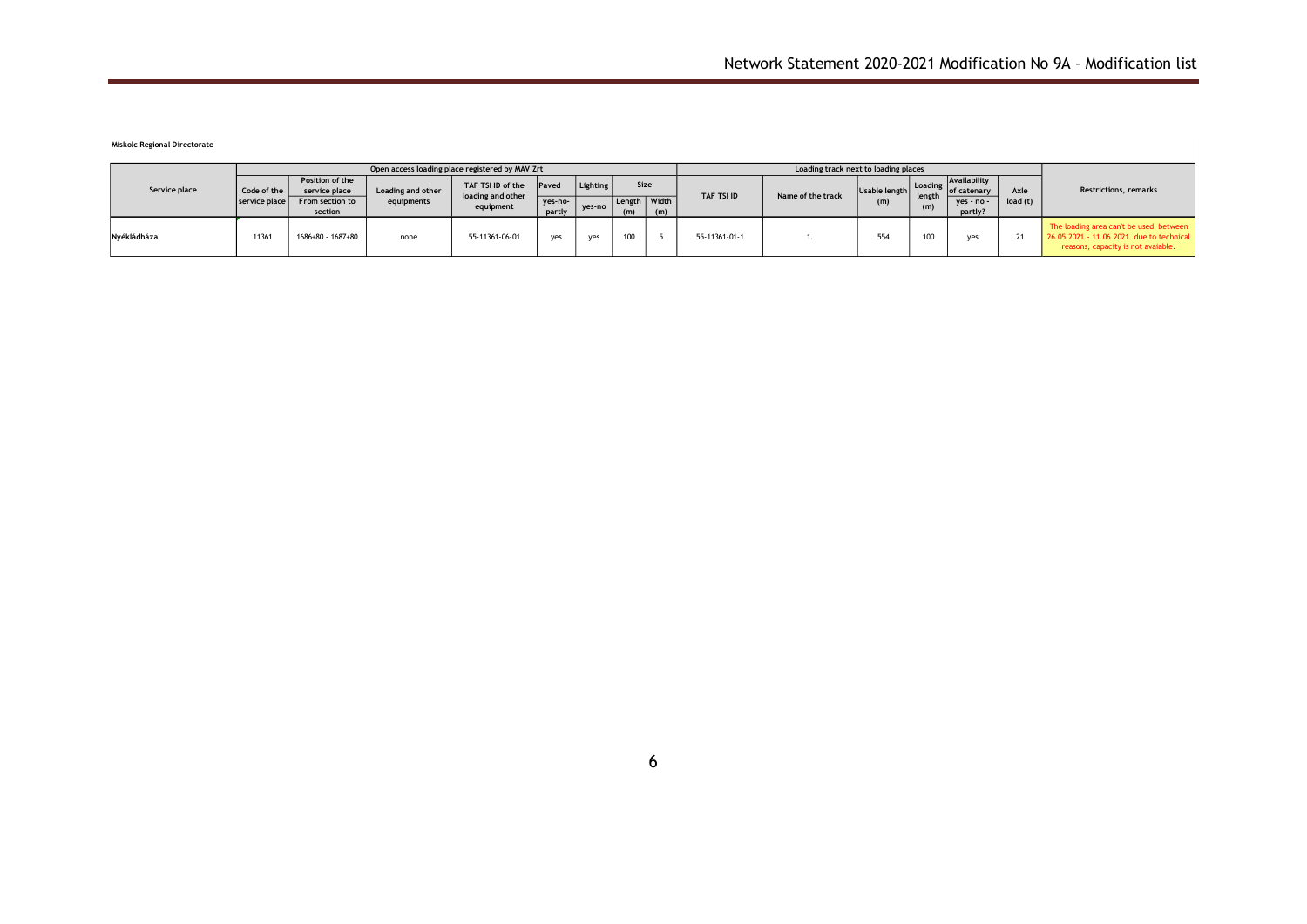**Miskolc Regional Directorate**

| Service place | Open access loading place registered by MÁV Zrt | | | | | | | | Loading track next to loading places | | | | | | Restrictions, remarks |
|---|---|---|---|---|---|---|---|---|---|---|---|---|---|---|---|
| | Code of the service place | Position of the service place | Loading and other equipments | TAF TSI ID of the loading and other equipment | Paved | Lighting | Size | | TAF TSI ID | Name of the track | Usable length (m) | Loading length (m) | Availability of catenary | Axle load (t) | |
| | | From section to section | | | yes-no-partly | yes-no | Length (m) | Width (m) | | | | | yes - no - partly? | | |
| Nyékládháza | 11361 | 1686+80 - 1687+80 | none | 55-11361-06-01 | yes | yes | 100 | 5 | 55-11361-01-1 | 1. | 554 | 100 | yes | 21 | The loading area can't be used between 26.05.2021.- 11.06.2021. due to technical reasons, capacity is not avaiable. |